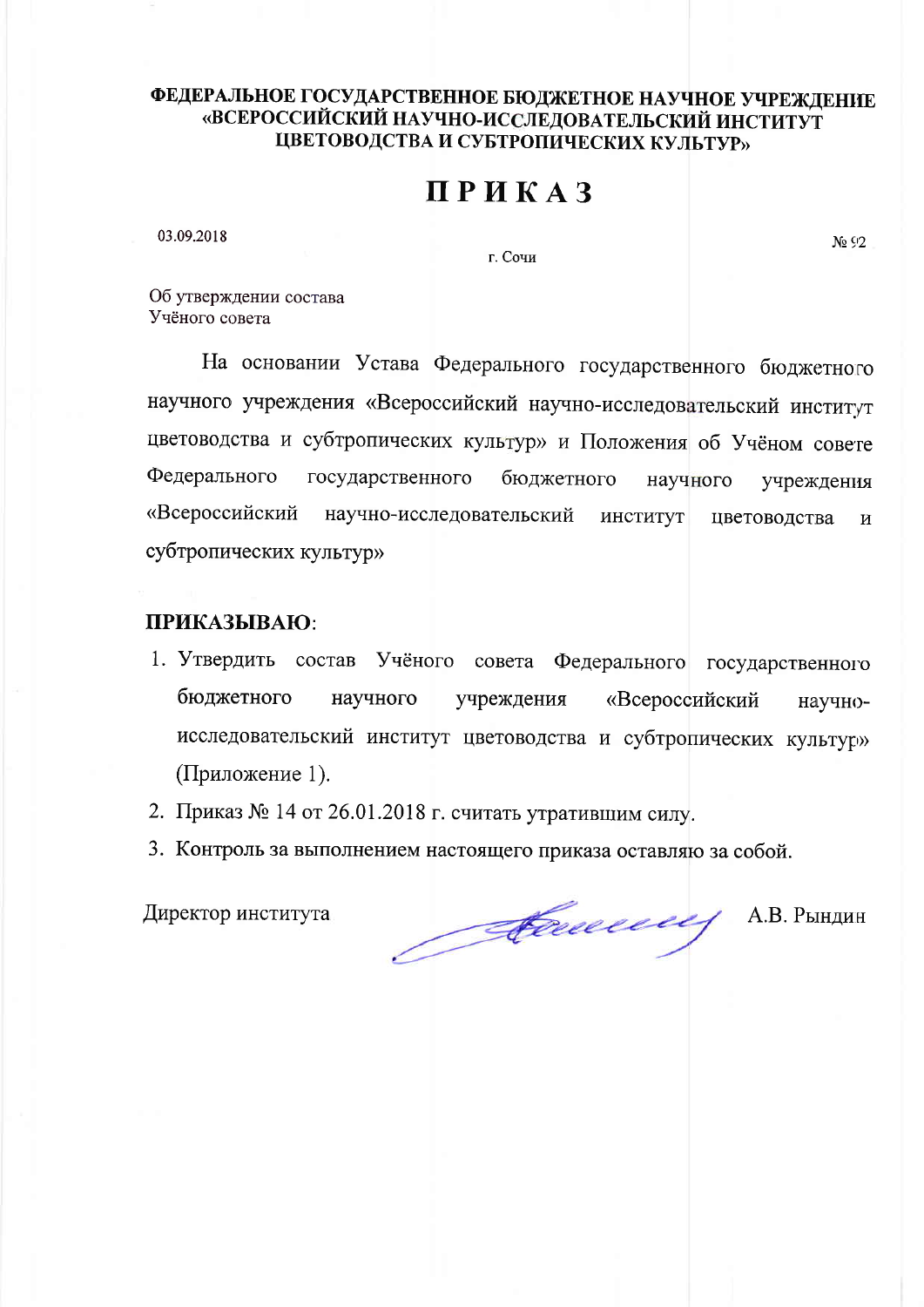**ФЕДЕРАЛЬНОЕ ГОСУДАРСТВЕННОЕ БЮДЖЕТНОЕ НАУЧНОЕ УЧРЕЖДЕНИЕ «ВСЕРОССИЙСКИЙ НАУЧНО-ИССЛЕДОВАТЕЛЬСКИЙ ИНСТИТУТ ЦВЕТОВОДСТВА И СУБТРОПИЧЕСКИХ КУЛЬТУР»**

# ПРИКАЗ

03.09.2018 № 92

г. Сочи

Об утверждении состава
Учёного совета

На основании Устава Федерального государственного бюджетного научного учреждения «Всероссийский научно-исследовательский институт цветоводства и субтропических культур» и Положения об Учёном совете Федерального государственного бюджетного научного учреждения «Всероссийский научно-исследовательский институт цветоводства и субтропических культур»

**ПРИКАЗЫВАЮ**:

1. Утвердить состав Учёного совета Федерального государственного бюджетного научного учреждения «Всероссийский научно-исследовательский институт цветоводства и субтропических культур» (Приложение 1).
2. Приказ № 14 от 26.01.2018 г. считать утратившим силу.
3. Контроль за выполнением настоящего приказа оставляю за собой.

Директор института А.В. Рындин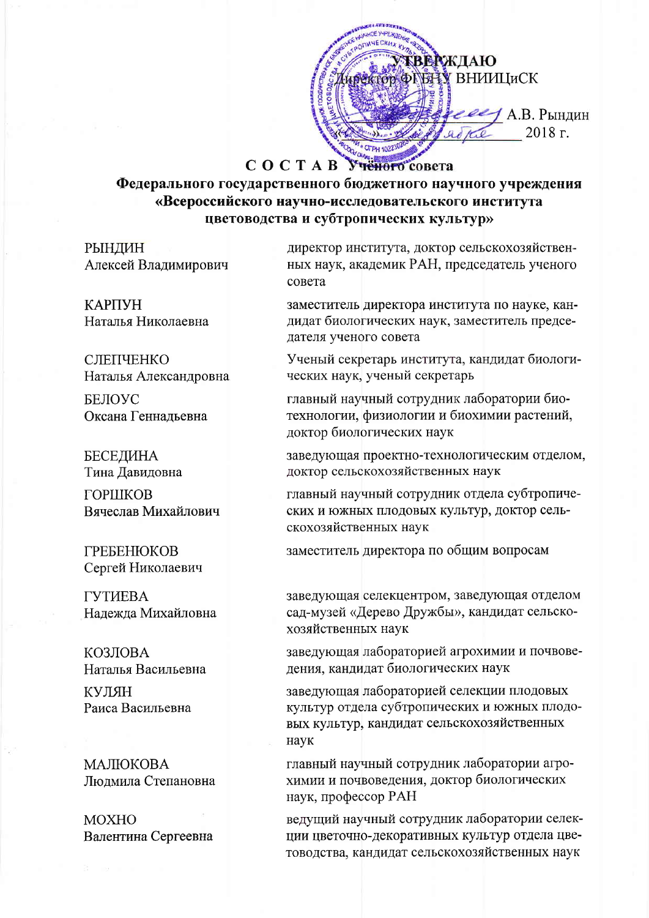УТВЕРЖДАЮ
Директор ФГБНУ ВНИИЦиСК

_____________ А.В. Рындин

«___» _________ 2018 г.

# СОСТАВ Учёного совета
## Федерального государственного бюджетного научного учреждения «Всероссийского научно-исследовательского института цветоводства и субтропических культур»

| | |
|---|---|
| РЫНДИН Алексей Владимирович | директор института, доктор сельскохозяйственных наук, академик РАН, председатель ученого совета |
| КАРПУН Наталья Николаевна | заместитель директора института по науке, кандидат биологических наук, заместитель председателя ученого совета |
| СЛЕПЧЕНКО Наталья Александровна | Ученый секретарь института, кандидат биологических наук, ученый секретарь |
| БЕЛОУС Оксана Геннадьевна | главный научный сотрудник лаборатории биотехнологии, физиологии и биохимии растений, доктор биологических наук |
| БЕСЕДИНА Тина Давидовна | заведующая проектно-технологическим отделом, доктор сельскохозяйственных наук |
| ГОРШКОВ Вячеслав Михайлович | главный научный сотрудник отдела субтропических и южных плодовых культур, доктор сельскохозяйственных наук |
| ГРЕБЕНЮКОВ Сергей Николаевич | заместитель директора по общим вопросам |
| ГУТИЕВА Надежда Михайловна | заведующая селекцентром, заведующая отделом сад-музей «Дерево Дружбы», кандидат сельскохозяйственных наук |
| КОЗЛОВА Наталья Васильевна | заведующая лабораторией агрохимии и почвоведения, кандидат биологических наук |
| КУЛЯН Раиса Васильевна | заведующая лабораторией селекции плодовых культур отдела субтропических и южных плодовых культур, кандидат сельскохозяйственных наук |
| МАЛЮКОВА Людмила Степановна | главный научный сотрудник лаборатории агрохимии и почвоведения, доктор биологических наук, профессор РАН |
| МОХНО Валентина Сергеевна | ведущий научный сотрудник лаборатории селекции цветочно-декоративных культур отдела цветоводства, кандидат сельскохозяйственных наук |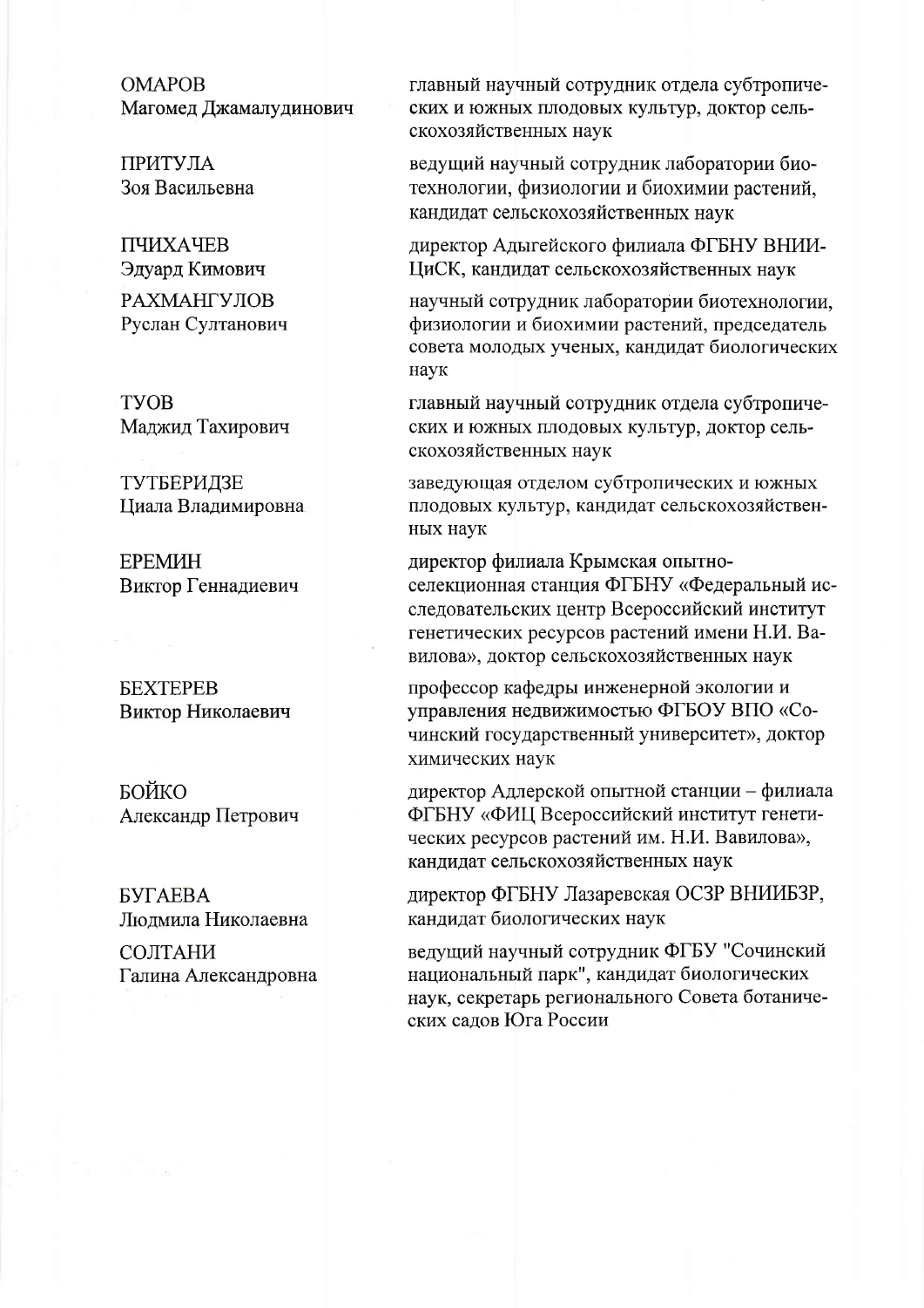| | |
|---|---|
| ОМАРОВ Магомед Джамалудинович | главный научный сотрудник отдела субтропических и южных плодовых культур, доктор сельскохозяйственных наук |
| ПРИТУЛА Зоя Васильевна | ведущий научный сотрудник лаборатории биотехнологии, физиологии и биохимии растений, кандидат сельскохозяйственных наук |
| ПЧИХАЧЕВ Эдуард Кимович | директор Адыгейского филиала ФГБНУ ВНИИЦиСК, кандидат сельскохозяйственных наук |
| РАХМАНГУЛОВ Руслан Султанович | научный сотрудник лаборатории биотехнологии, физиологии и биохимии растений, председатель совета молодых ученых, кандидат биологических наук |
| ТУОВ Маджид Тахирович | главный научный сотрудник отдела субтропических и южных плодовых культур, доктор сельскохозяйственных наук |
| ТУТБЕРИДЗЕ Циала Владимировна | заведующая отделом субтропических и южных плодовых культур, кандидат сельскохозяйственных наук |
| ЕРЕМИН Виктор Геннадиевич | директор филиала Крымская опытно-селекционная станция ФГБНУ «Федеральный исследовательских центр Всероссийский институт генетических ресурсов растений имени Н.И. Вавилова», доктор сельскохозяйственных наук |
| БЕХТЕРЕВ Виктор Николаевич | профессор кафедры инженерной экологии и управления недвижимостью ФГБОУ ВПО «Сочинский государственный университет», доктор химических наук |
| БОЙКО Александр Петрович | директор Адлерской опытной станции – филиала ФГБНУ «ФИЦ Всероссийский институт генетических ресурсов растений им. Н.И. Вавилова», кандидат сельскохозяйственных наук |
| БУГАЕВА Людмила Николаевна | директор ФГБНУ Лазаревская ОСЗР ВНИИБЗР, кандидат биологических наук |
| СОЛТАНИ Галина Александровна | ведущий научный сотрудник ФГБУ "Сочинский национальный парк", кандидат биологических наук, секретарь регионального Совета ботанических садов Юга России |